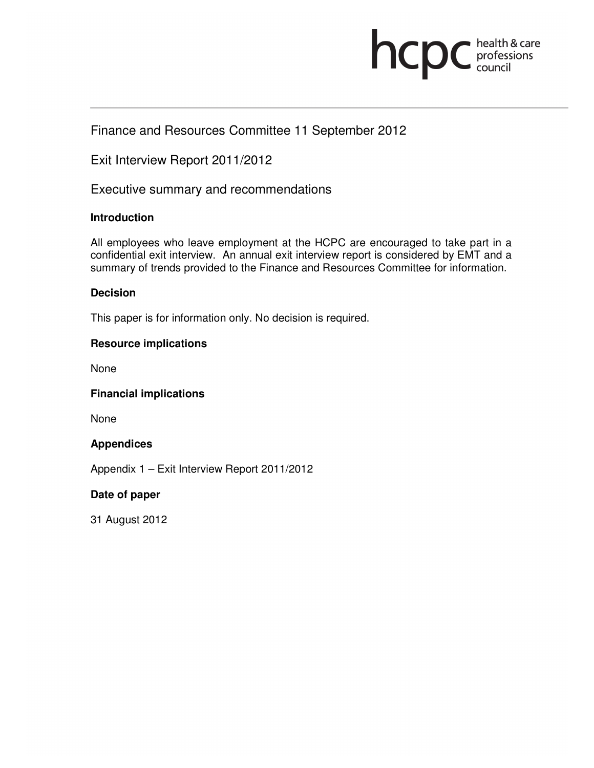hcpc health & care professions council

# Finance and Resources Committee 11 September 2012

## Exit Interview Report 2011/2012

## Executive summary and recommendations

**Introduction**

All employees who leave employment at the HCPC are encouraged to take part in a confidential exit interview. An annual exit interview report is considered by EMT and a summary of trends provided to the Finance and Resources Committee for information.

**Decision**

This paper is for information only. No decision is required.

**Resource implications**

None

**Financial implications**

None

**Appendices**

Appendix 1 – Exit Interview Report 2011/2012

**Date of paper**

31 August 2012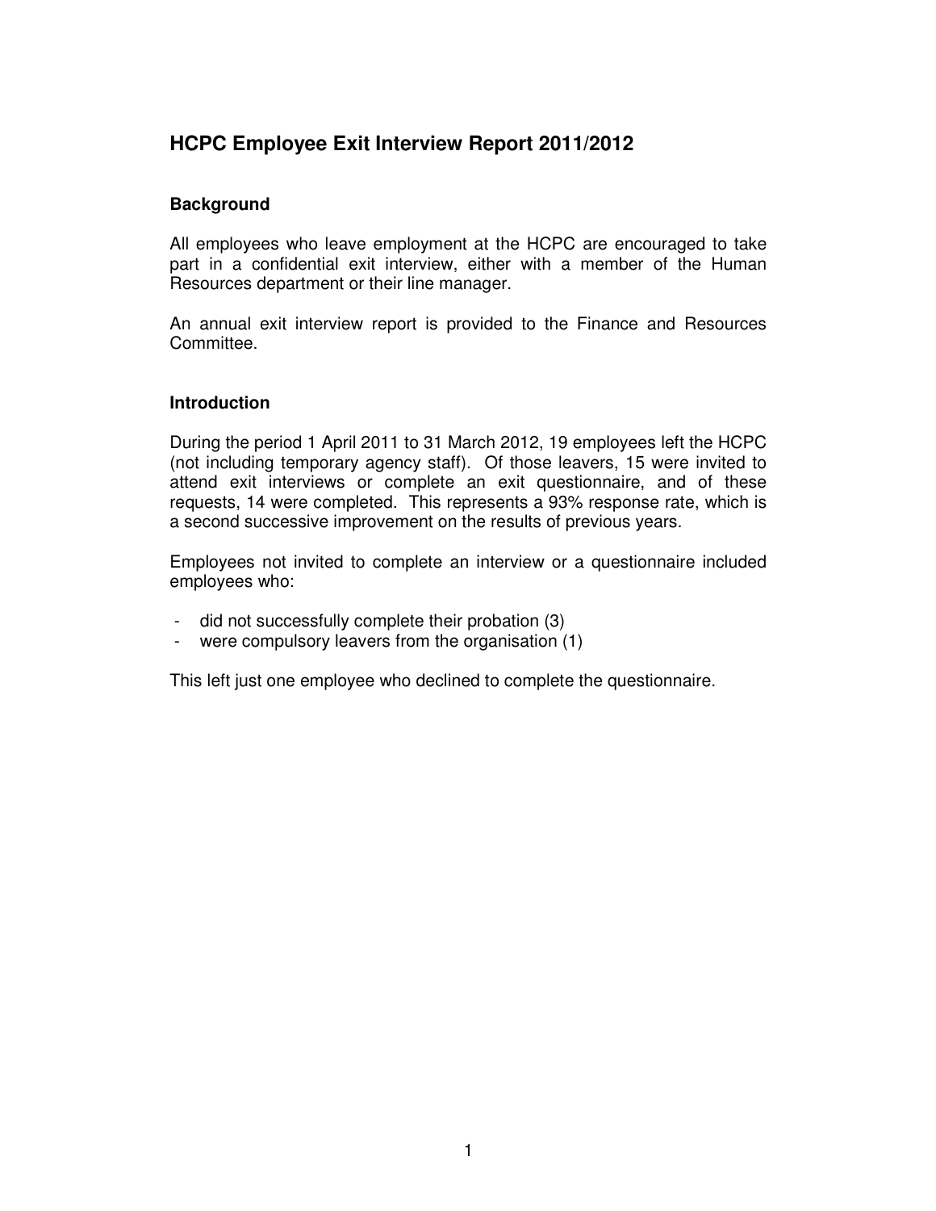# HCPC Employee Exit Interview Report 2011/2012

## Background

All employees who leave employment at the HCPC are encouraged to take part in a confidential exit interview, either with a member of the Human Resources department or their line manager.

An annual exit interview report is provided to the Finance and Resources Committee.

## Introduction

During the period 1 April 2011 to 31 March 2012, 19 employees left the HCPC (not including temporary agency staff). Of those leavers, 15 were invited to attend exit interviews or complete an exit questionnaire, and of these requests, 14 were completed. This represents a 93% response rate, which is a second successive improvement on the results of previous years.

Employees not invited to complete an interview or a questionnaire included employees who:

- did not successfully complete their probation (3)
- were compulsory leavers from the organisation (1)

This left just one employee who declined to complete the questionnaire.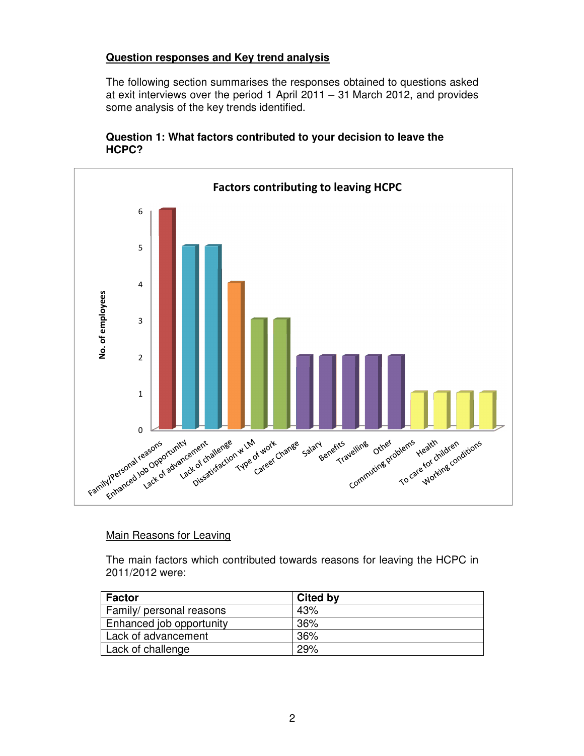**Question responses and Key trend analysis**

The following section summarises the responses obtained to questions asked at exit interviews over the period 1 April 2011 – 31 March 2012, and provides some analysis of the key trends identified.

**Question 1: What factors contributed to your decision to leave the HCPC?**

Factors contributing to leaving HCPC

| Factor | No. of employees |
|---|---|
| Family/Personal reasons | 6 |
| Enhanced Job Opportunity | 5 |
| Lack of advancement | 5 |
| Lack of challenge | 4 |
| Dissatisfaction w LM | 3 |
| Type of work | 3 |
| Career Change | 2 |
| Salary | 2 |
| Benefits | 2 |
| Travelling | 2 |
| Other | 2 |
| Commuting problems | 1 |
| Health | 1 |
| To care for children | 1 |
| Working conditions | 1 |

Main Reasons for Leaving

The main factors which contributed towards reasons for leaving the HCPC in 2011/2012 were:

| Factor | Cited by |
|---|---|
| Family/ personal reasons | 43% |
| Enhanced job opportunity | 36% |
| Lack of advancement | 36% |
| Lack of challenge | 29% |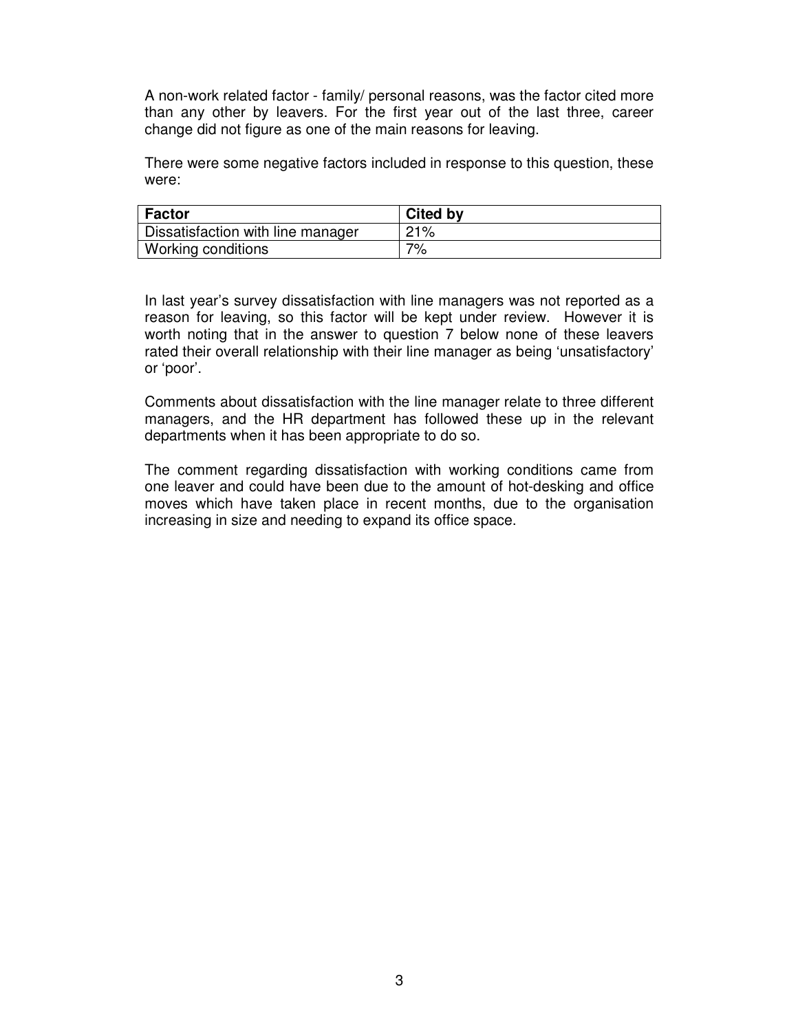A non-work related factor - family/ personal reasons, was the factor cited more than any other by leavers. For the first year out of the last three, career change did not figure as one of the main reasons for leaving.

There were some negative factors included in response to this question, these were:

| **Factor** | **Cited by** |
|---|---|
| Dissatisfaction with line manager | 21% |
| Working conditions | 7% |

In last year's survey dissatisfaction with line managers was not reported as a reason for leaving, so this factor will be kept under review. However it is worth noting that in the answer to question 7 below none of these leavers rated their overall relationship with their line manager as being 'unsatisfactory' or 'poor'.

Comments about dissatisfaction with the line manager relate to three different managers, and the HR department has followed these up in the relevant departments when it has been appropriate to do so.

The comment regarding dissatisfaction with working conditions came from one leaver and could have been due to the amount of hot-desking and office moves which have taken place in recent months, due to the organisation increasing in size and needing to expand its office space.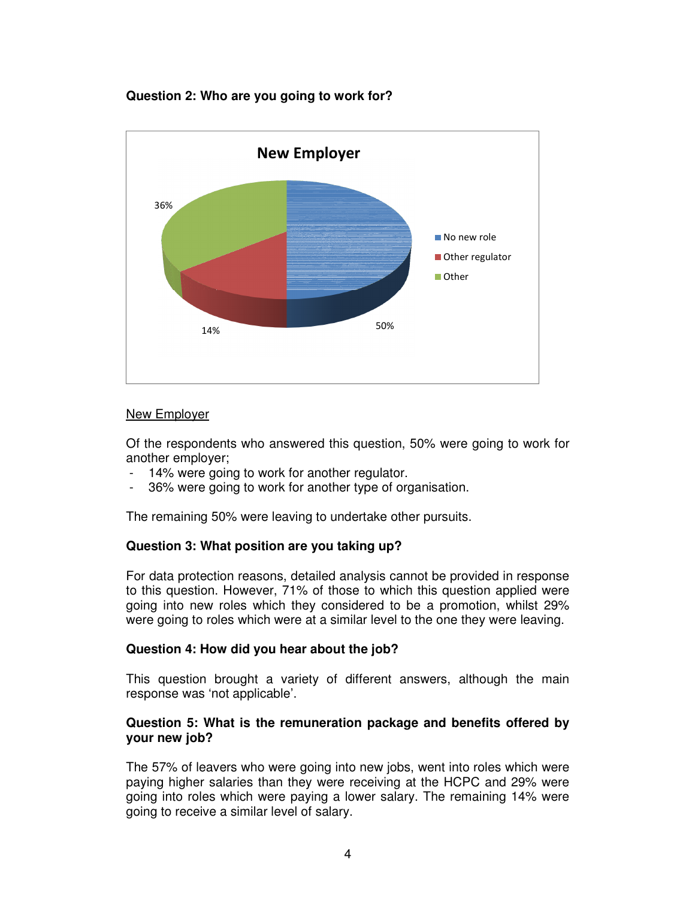**Question 2: Who are you going to work for?**

New Employer

Of the respondents who answered this question, 50% were going to work for another employer;

- 14% were going to work for another regulator.
- 36% were going to work for another type of organisation.

The remaining 50% were leaving to undertake other pursuits.

**Question 3: What position are you taking up?**

For data protection reasons, detailed analysis cannot be provided in response to this question. However, 71% of those to which this question applied were going into new roles which they considered to be a promotion, whilst 29% were going to roles which were at a similar level to the one they were leaving.

**Question 4: How did you hear about the job?**

This question brought a variety of different answers, although the main response was 'not applicable'.

**Question 5: What is the remuneration package and benefits offered by your new job?**

The 57% of leavers who were going into new jobs, went into roles which were paying higher salaries than they were receiving at the HCPC and 29% were going into roles which were paying a lower salary. The remaining 14% were going to receive a similar level of salary.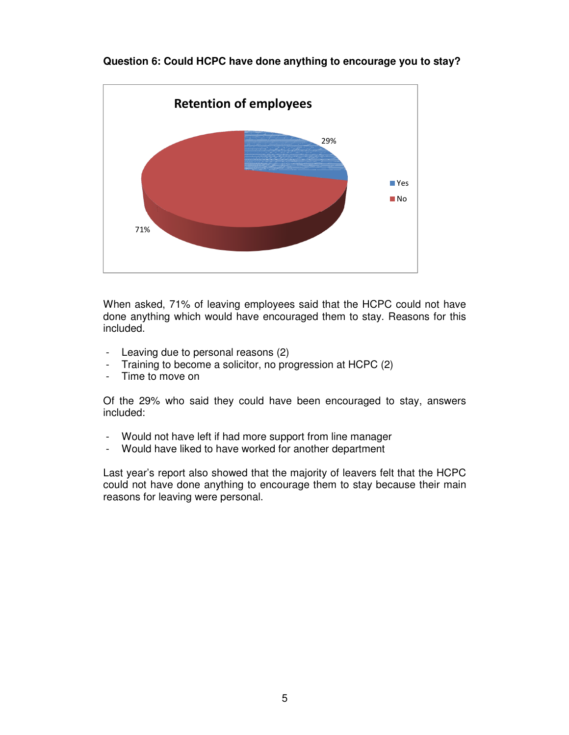**Question 6: Could HCPC have done anything to encourage you to stay?**

When asked, 71% of leaving employees said that the HCPC could not have done anything which would have encouraged them to stay. Reasons for this included.

- Leaving due to personal reasons (2)
- Training to become a solicitor, no progression at HCPC (2)
- Time to move on

Of the 29% who said they could have been encouraged to stay, answers included:

- Would not have left if had more support from line manager
- Would have liked to have worked for another department

Last year's report also showed that the majority of leavers felt that the HCPC could not have done anything to encourage them to stay because their main reasons for leaving were personal.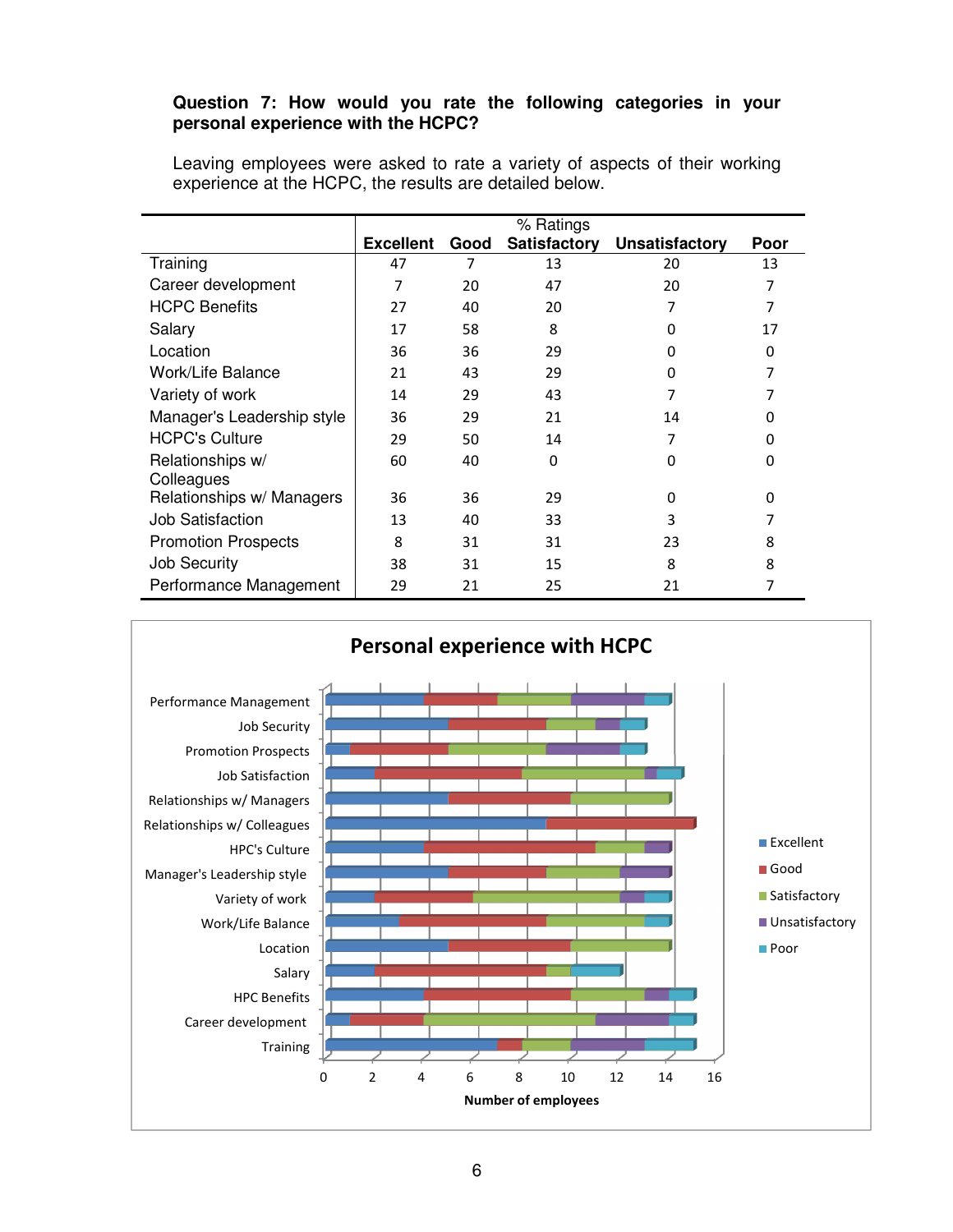**Question 7: How would you rate the following categories in your personal experience with the HCPC?**

Leaving employees were asked to rate a variety of aspects of their working experience at the HCPC, the results are detailed below.

| | % Ratings | | | | |
|---|---|---|---|---|---|
| | Excellent | Good | Satisfactory | Unsatisfactory | Poor |
| Training | 47 | 7 | 13 | 20 | 13 |
| Career development | 7 | 20 | 47 | 20 | 7 |
| HCPC Benefits | 27 | 40 | 20 | 7 | 7 |
| Salary | 17 | 58 | 8 | 0 | 17 |
| Location | 36 | 36 | 29 | 0 | 0 |
| Work/Life Balance | 21 | 43 | 29 | 0 | 7 |
| Variety of work | 14 | 29 | 43 | 7 | 7 |
| Manager's Leadership style | 36 | 29 | 21 | 14 | 0 |
| HCPC's Culture | 29 | 50 | 14 | 7 | 0 |
| Relationships w/ Colleagues | 60 | 40 | 0 | 0 | 0 |
| Relationships w/ Managers | 36 | 36 | 29 | 0 | 0 |
| Job Satisfaction | 13 | 40 | 33 | 3 | 7 |
| Promotion Prospects | 8 | 31 | 31 | 23 | 8 |
| Job Security | 38 | 31 | 15 | 8 | 8 |
| Performance Management | 29 | 21 | 25 | 21 | 7 |

**Personal experience with HCPC**

Number of employees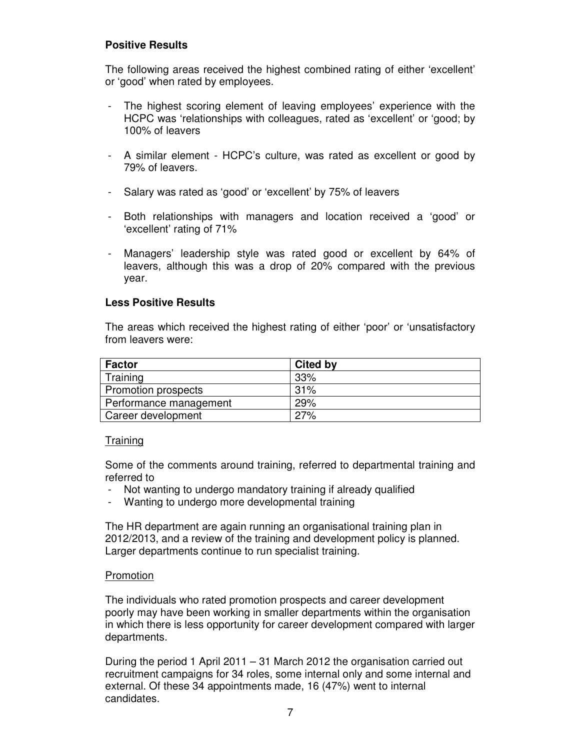**Positive Results**

The following areas received the highest combined rating of either 'excellent' or 'good' when rated by employees.

- The highest scoring element of leaving employees' experience with the HCPC was 'relationships with colleagues, rated as 'excellent' or 'good; by 100% of leavers
- A similar element - HCPC's culture, was rated as excellent or good by 79% of leavers.
- Salary was rated as 'good' or 'excellent' by 75% of leavers
- Both relationships with managers and location received a 'good' or 'excellent' rating of 71%
- Managers' leadership style was rated good or excellent by 64% of leavers, although this was a drop of 20% compared with the previous year.

**Less Positive Results**

The areas which received the highest rating of either 'poor' or 'unsatisfactory from leavers were:

| Factor | Cited by |
|---|---|
| Training | 33% |
| Promotion prospects | 31% |
| Performance management | 29% |
| Career development | 27% |

Training

Some of the comments around training, referred to departmental training and referred to

- Not wanting to undergo mandatory training if already qualified
- Wanting to undergo more developmental training

The HR department are again running an organisational training plan in 2012/2013, and a review of the training and development policy is planned. Larger departments continue to run specialist training.

Promotion

The individuals who rated promotion prospects and career development poorly may have been working in smaller departments within the organisation in which there is less opportunity for career development compared with larger departments.

During the period 1 April 2011 – 31 March 2012 the organisation carried out recruitment campaigns for 34 roles, some internal only and some internal and external. Of these 34 appointments made, 16 (47%) went to internal candidates.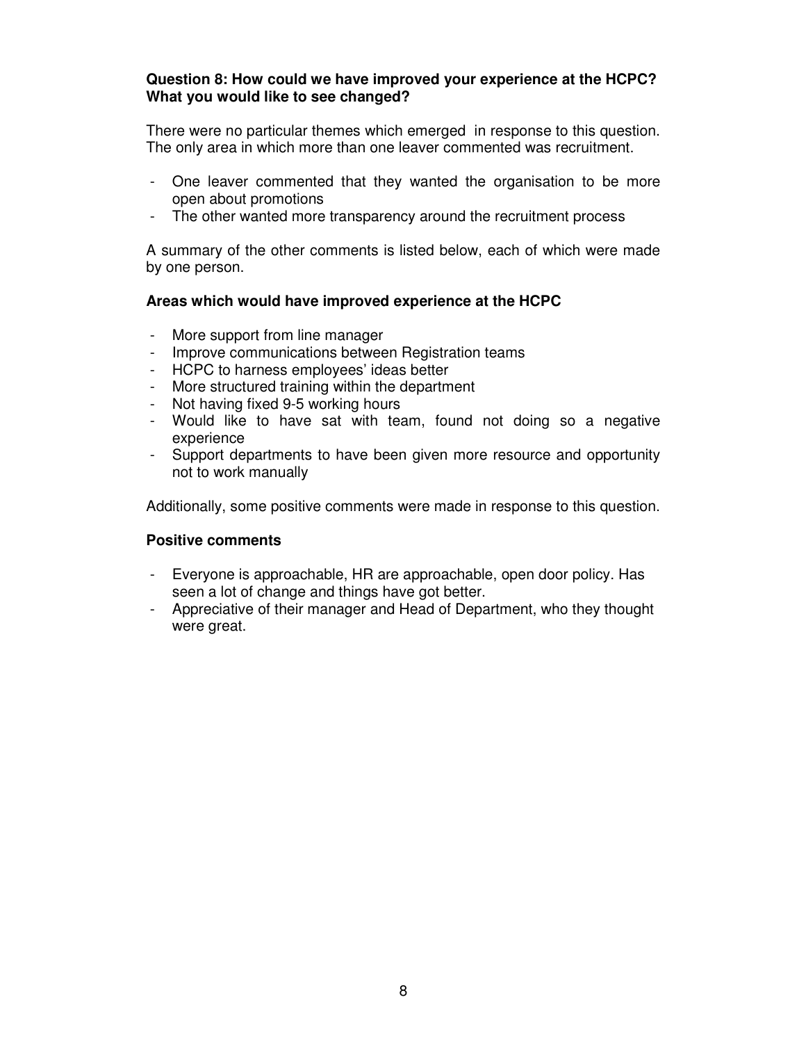**Question 8: How could we have improved your experience at the HCPC? What you would like to see changed?**

There were no particular themes which emerged in response to this question. The only area in which more than one leaver commented was recruitment.

- One leaver commented that they wanted the organisation to be more open about promotions
- The other wanted more transparency around the recruitment process

A summary of the other comments is listed below, each of which were made by one person.

**Areas which would have improved experience at the HCPC**

- More support from line manager
- Improve communications between Registration teams
- HCPC to harness employees' ideas better
- More structured training within the department
- Not having fixed 9-5 working hours
- Would like to have sat with team, found not doing so a negative experience
- Support departments to have been given more resource and opportunity not to work manually

Additionally, some positive comments were made in response to this question.

**Positive comments**

- Everyone is approachable, HR are approachable, open door policy. Has seen a lot of change and things have got better.
- Appreciative of their manager and Head of Department, who they thought were great.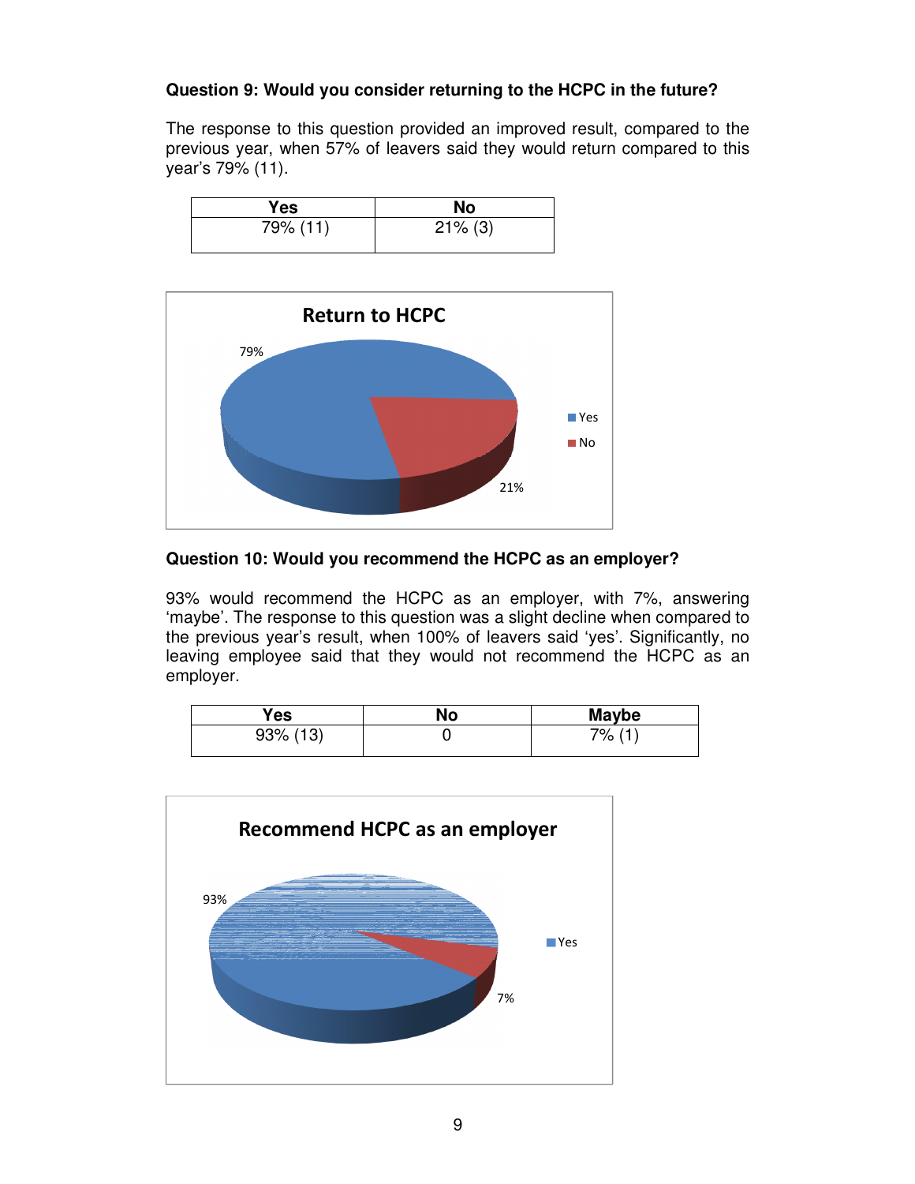**Question 9: Would you consider returning to the HCPC in the future?**

The response to this question provided an improved result, compared to the previous year, when 57% of leavers said they would return compared to this year's 79% (11).

| Yes | No |
|---|---|
| 79% (11) | 21% (3) |

**Question 10: Would you recommend the HCPC as an employer?**

93% would recommend the HCPC as an employer, with 7%, answering 'maybe'. The response to this question was a slight decline when compared to the previous year's result, when 100% of leavers said 'yes'. Significantly, no leaving employee said that they would not recommend the HCPC as an employer.

| Yes | No | Maybe |
|---|---|---|
| 93% (13) | 0 | 7% (1) |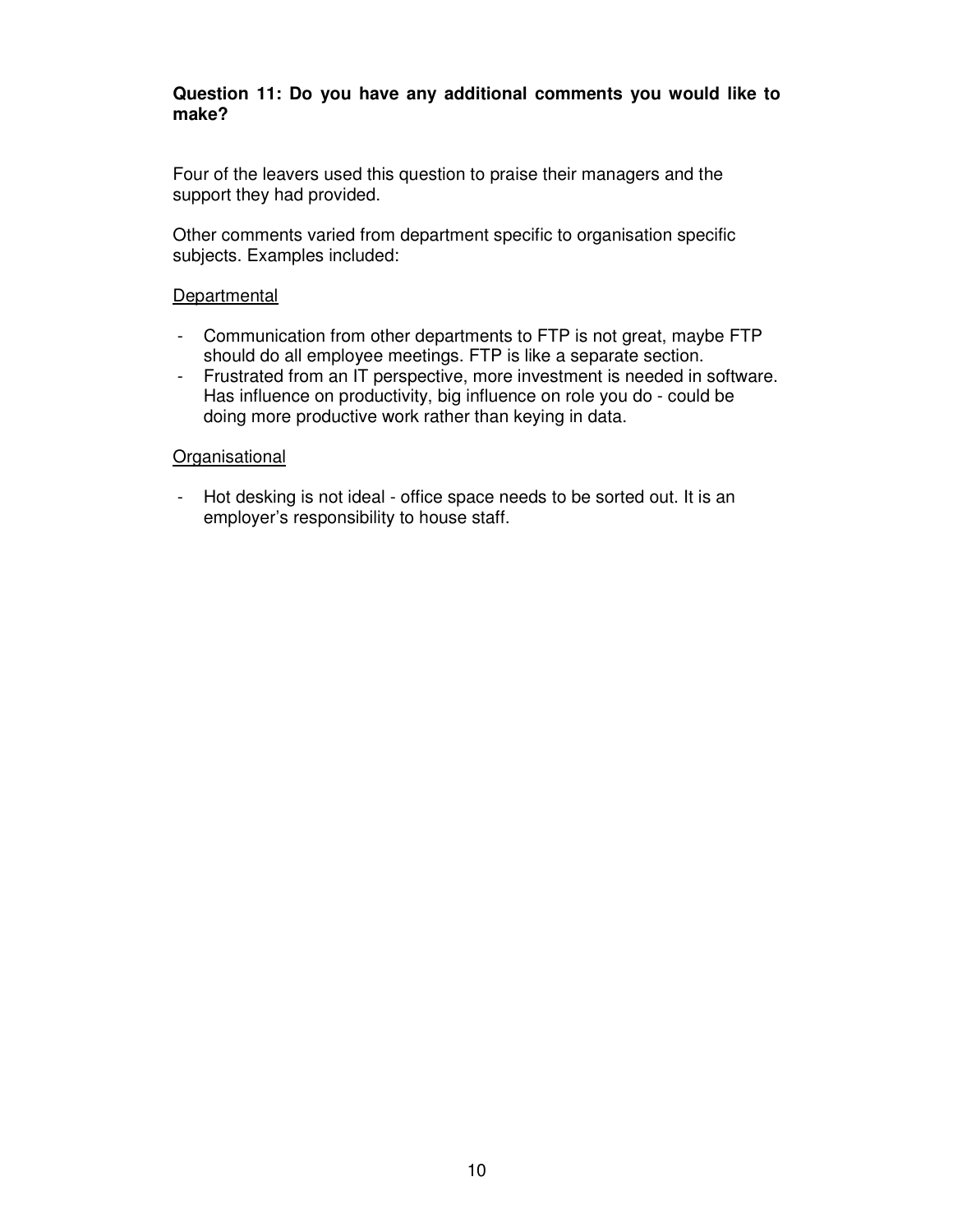**Question 11: Do you have any additional comments you would like to make?**

Four of the leavers used this question to praise their managers and the support they had provided.

Other comments varied from department specific to organisation specific subjects. Examples included:

<u>Departmental</u>

- Communication from other departments to FTP is not great, maybe FTP should do all employee meetings. FTP is like a separate section.
- Frustrated from an IT perspective, more investment is needed in software. Has influence on productivity, big influence on role you do - could be doing more productive work rather than keying in data.

<u>Organisational</u>

- Hot desking is not ideal - office space needs to be sorted out. It is an employer's responsibility to house staff.